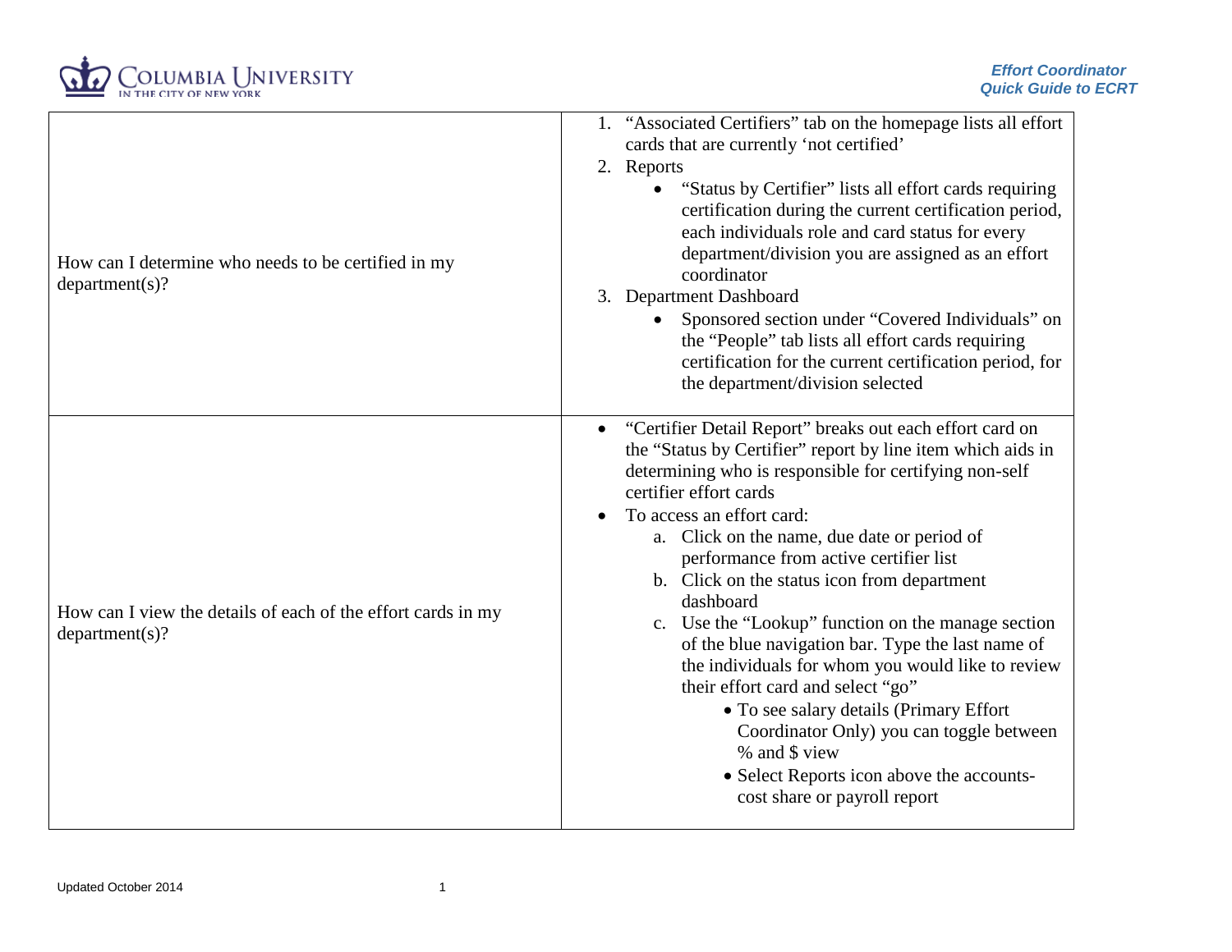**Effort Coordinator**
**Quick Guide to ECRT**

| | |
|---|---|
| How can I determine who needs to be certified in my department(s)? | 1. "Associated Certifiers" tab on the homepage lists all effort cards that are currently 'not certified'<br>2. Reports<br>• "Status by Certifier" lists all effort cards requiring certification during the current certification period, each individuals role and card status for every department/division you are assigned as an effort coordinator<br>3. Department Dashboard<br>• Sponsored section under "Covered Individuals" on the "People" tab lists all effort cards requiring certification for the current certification period, for the department/division selected |
| How can I view the details of each of the effort cards in my department(s)? | • "Certifier Detail Report" breaks out each effort card on the "Status by Certifier" report by line item which aids in determining who is responsible for certifying non-self certifier effort cards<br>• To access an effort card:<br>a. Click on the name, due date or period of performance from active certifier list<br>b. Click on the status icon from department dashboard<br>c. Use the "Lookup" function on the manage section of the blue navigation bar. Type the last name of the individuals for whom you would like to review their effort card and select "go"<br>• To see salary details (Primary Effort Coordinator Only) you can toggle between % and $ view<br>• Select Reports icon above the accounts-cost share or payroll report |

Updated October 2014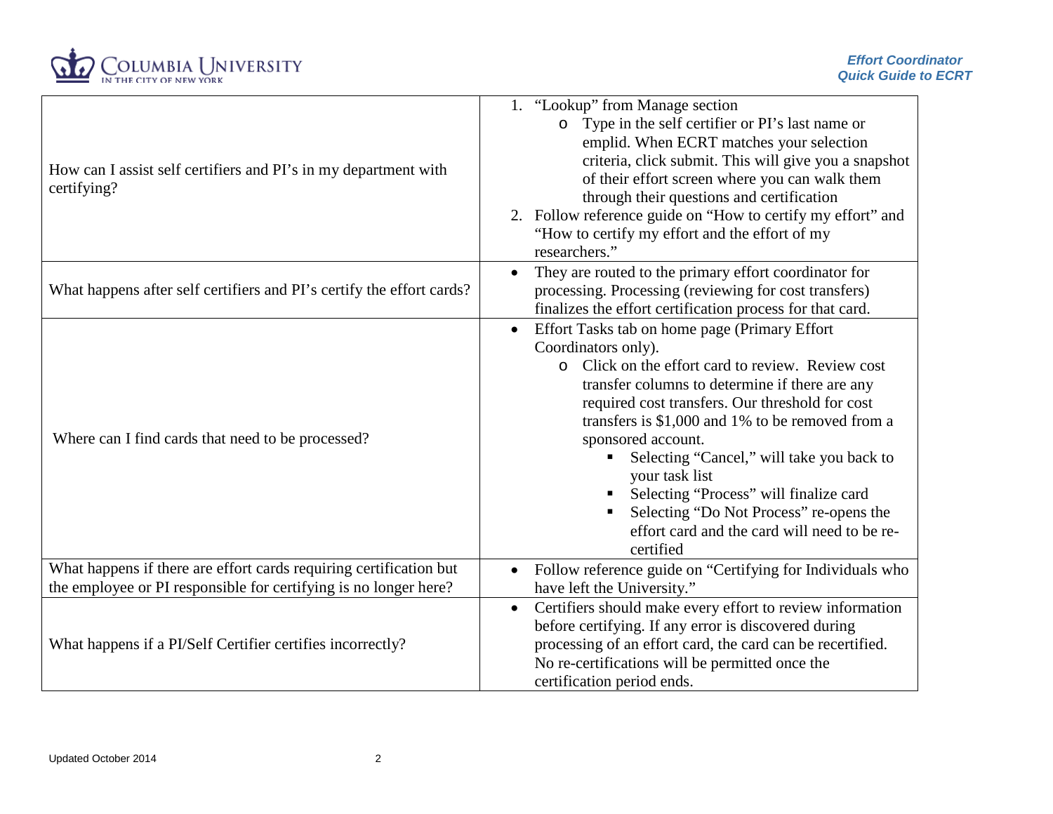| | |
|---|---|
| How can I assist self certifiers and PI's in my department with certifying? | 1. "Lookup" from Manage section<br>&nbsp;&nbsp;&nbsp;&nbsp;o Type in the self certifier or PI's last name or emplid. When ECRT matches your selection criteria, click submit. This will give you a snapshot of their effort screen where you can walk them through their questions and certification<br>2. Follow reference guide on "How to certify my effort" and "How to certify my effort and the effort of my researchers." |
| What happens after self certifiers and PI's certify the effort cards? | • They are routed to the primary effort coordinator for processing. Processing (reviewing for cost transfers) finalizes the effort certification process for that card. |
| Where can I find cards that need to be processed? | • Effort Tasks tab on home page (Primary Effort Coordinators only).<br>&nbsp;&nbsp;&nbsp;&nbsp;o Click on the effort card to review. Review cost transfer columns to determine if there are any required cost transfers. Our threshold for cost transfers is $1,000 and 1% to be removed from a sponsored account.<br>&nbsp;&nbsp;&nbsp;&nbsp;&nbsp;&nbsp;&nbsp;&nbsp;▪ Selecting "Cancel," will take you back to your task list<br>&nbsp;&nbsp;&nbsp;&nbsp;&nbsp;&nbsp;&nbsp;&nbsp;▪ Selecting "Process" will finalize card<br>&nbsp;&nbsp;&nbsp;&nbsp;&nbsp;&nbsp;&nbsp;&nbsp;▪ Selecting "Do Not Process" re-opens the effort card and the card will need to be re-certified |
| What happens if there are effort cards requiring certification but the employee or PI responsible for certifying is no longer here? | • Follow reference guide on "Certifying for Individuals who have left the University." |
| What happens if a PI/Self Certifier certifies incorrectly? | • Certifiers should make every effort to review information before certifying. If any error is discovered during processing of an effort card, the card can be recertified. No re-certifications will be permitted once the certification period ends. |

Updated October 2014